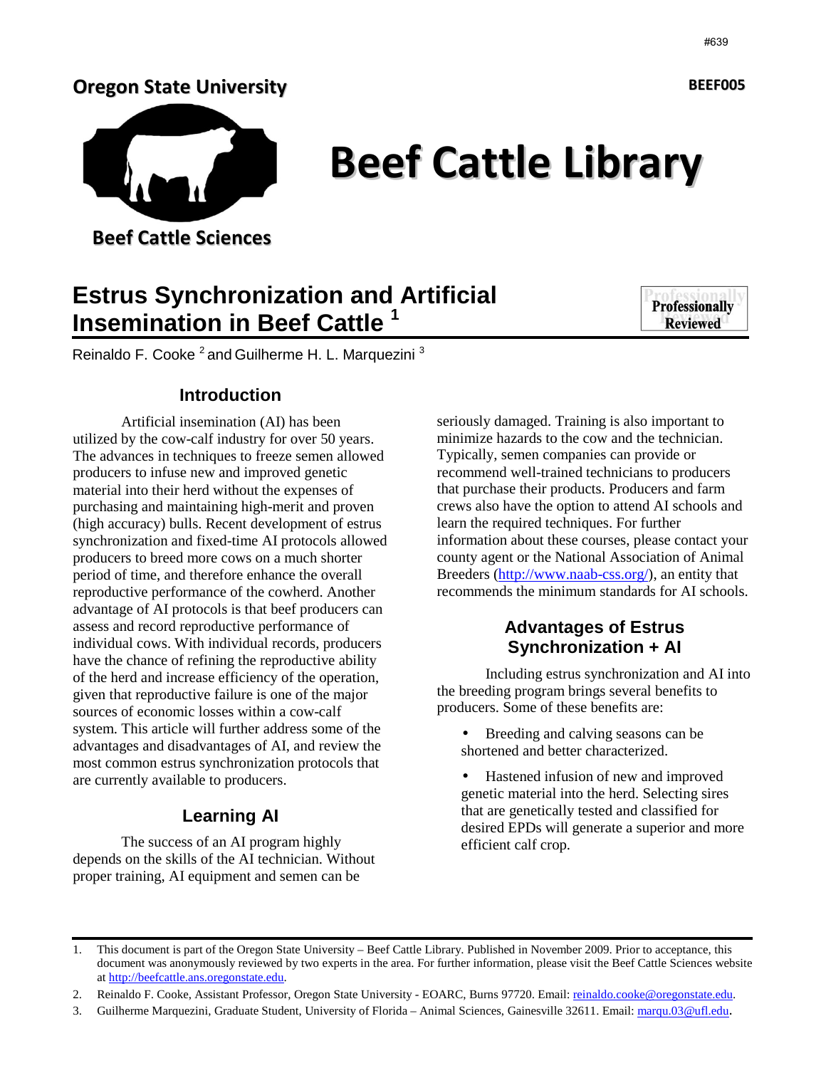#639

**Oregon State University**

**BEEF005**

# Beef Cattle Library

**Beef Cattle Sciences**

## Estrus Synchronization and Artificial Insemination in Beef Cattle [1]

**Professionally Reviewed**

Reinaldo F. Cooke [2] and Guilherme H. L. Marquezini [3]

### Introduction

Artificial insemination (AI) has been utilized by the cow-calf industry for over 50 years. The advances in techniques to freeze semen allowed producers to infuse new and improved genetic material into their herd without the expenses of purchasing and maintaining high-merit and proven (high accuracy) bulls. Recent development of estrus synchronization and fixed-time AI protocols allowed producers to breed more cows on a much shorter period of time, and therefore enhance the overall reproductive performance of the cowherd. Another advantage of AI protocols is that beef producers can assess and record reproductive performance of individual cows. With individual records, producers have the chance of refining the reproductive ability of the herd and increase efficiency of the operation, given that reproductive failure is one of the major sources of economic losses within a cow-calf system. This article will further address some of the advantages and disadvantages of AI, and review the most common estrus synchronization protocols that are currently available to producers.

### Learning AI

The success of an AI program highly depends on the skills of the AI technician. Without proper training, AI equipment and semen can be seriously damaged. Training is also important to minimize hazards to the cow and the technician. Typically, semen companies can provide or recommend well-trained technicians to producers that purchase their products. Producers and farm crews also have the option to attend AI schools and learn the required techniques. For further information about these courses, please contact your county agent or the National Association of Animal Breeders (http://www.naab-css.org/), an entity that recommends the minimum standards for AI schools.

### Advantages of Estrus Synchronization + AI

Including estrus synchronization and AI into the breeding program brings several benefits to producers. Some of these benefits are:

- Breeding and calving seasons can be shortened and better characterized.
- Hastened infusion of new and improved genetic material into the herd. Selecting sires that are genetically tested and classified for desired EPDs will generate a superior and more efficient calf crop.

---

1. This document is part of the Oregon State University – Beef Cattle Library. Published in November 2009. Prior to acceptance, this document was anonymously reviewed by two experts in the area. For further information, please visit the Beef Cattle Sciences website at http://beefcattle.ans.oregonstate.edu.
2. Reinaldo F. Cooke, Assistant Professor, Oregon State University - EOARC, Burns 97720. Email: reinaldo.cooke@oregonstate.edu.
3. Guilherme Marquezini, Graduate Student, University of Florida – Animal Sciences, Gainesville 32611. Email: marqu.03@ufl.edu.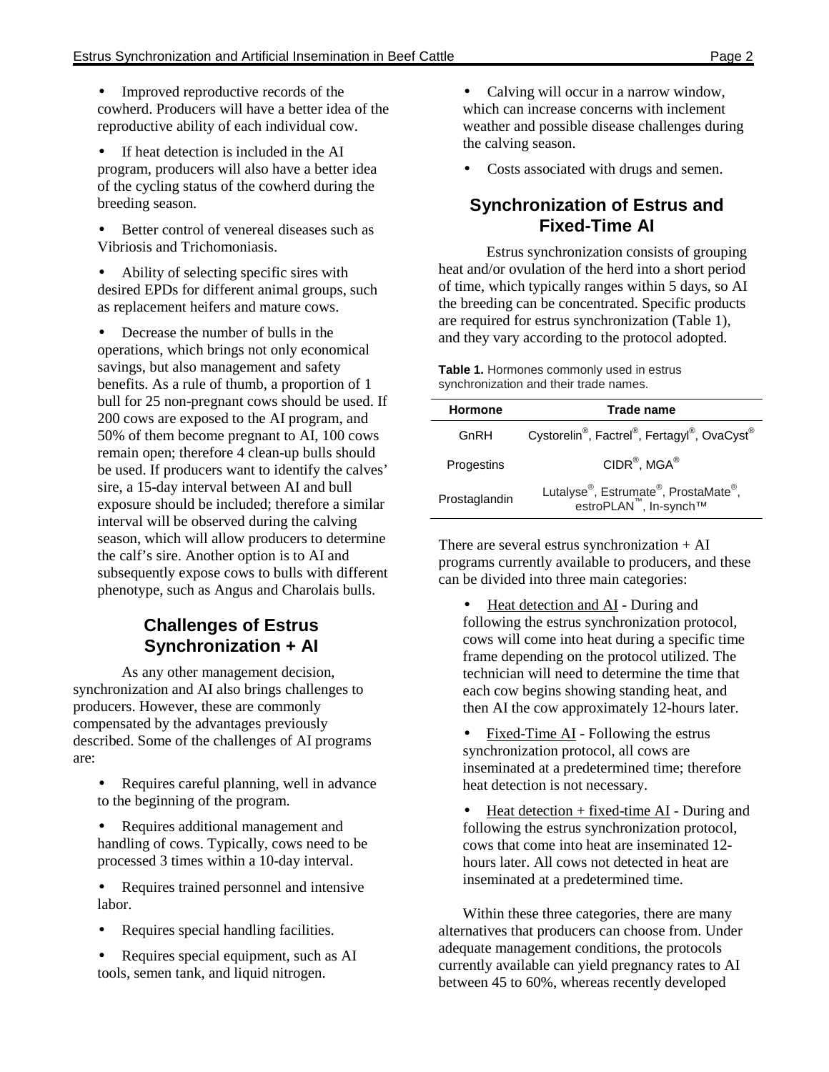- Improved reproductive records of the cowherd. Producers will have a better idea of the reproductive ability of each individual cow.

- If heat detection is included in the AI program, producers will also have a better idea of the cycling status of the cowherd during the breeding season.

- Better control of venereal diseases such as Vibriosis and Trichomoniasis.

- Ability of selecting specific sires with desired EPDs for different animal groups, such as replacement heifers and mature cows.

- Decrease the number of bulls in the operations, which brings not only economical savings, but also management and safety benefits. As a rule of thumb, a proportion of 1 bull for 25 non-pregnant cows should be used. If 200 cows are exposed to the AI program, and 50% of them become pregnant to AI, 100 cows remain open; therefore 4 clean-up bulls should be used. If producers want to identify the calves' sire, a 15-day interval between AI and bull exposure should be included; therefore a similar interval will be observed during the calving season, which will allow producers to determine the calf's sire. Another option is to AI and subsequently expose cows to bulls with different phenotype, such as Angus and Charolais bulls.

## Challenges of Estrus Synchronization + AI

As any other management decision, synchronization and AI also brings challenges to producers. However, these are commonly compensated by the advantages previously described. Some of the challenges of AI programs are:

- Requires careful planning, well in advance to the beginning of the program.

- Requires additional management and handling of cows. Typically, cows need to be processed 3 times within a 10-day interval.

- Requires trained personnel and intensive labor.

- Requires special handling facilities.

- Requires special equipment, such as AI tools, semen tank, and liquid nitrogen.

- Calving will occur in a narrow window, which can increase concerns with inclement weather and possible disease challenges during the calving season.

- Costs associated with drugs and semen.

## Synchronization of Estrus and Fixed-Time AI

Estrus synchronization consists of grouping heat and/or ovulation of the herd into a short period of time, which typically ranges within 5 days, so AI the breeding can be concentrated. Specific products are required for estrus synchronization (Table 1), and they vary according to the protocol adopted.

**Table 1.** Hormones commonly used in estrus synchronization and their trade names.

| Hormone | Trade name |
|---|---|
| GnRH | Cystorelin®, Factrel®, Fertagyl®, OvaCyst® |
| Progestins | CIDR®, MGA® |
| Prostaglandin | Lutalyse®, Estrumate®, ProstaMate®, estroPLAN™, In-synch™ |

There are several estrus synchronization + AI programs currently available to producers, and these can be divided into three main categories:

- Heat detection and AI - During and following the estrus synchronization protocol, cows will come into heat during a specific time frame depending on the protocol utilized. The technician will need to determine the time that each cow begins showing standing heat, and then AI the cow approximately 12-hours later.

- Fixed-Time AI - Following the estrus synchronization protocol, all cows are inseminated at a predetermined time; therefore heat detection is not necessary.

- Heat detection + fixed-time AI - During and following the estrus synchronization protocol, cows that come into heat are inseminated 12-hours later. All cows not detected in heat are inseminated at a predetermined time.

Within these three categories, there are many alternatives that producers can choose from. Under adequate management conditions, the protocols currently available can yield pregnancy rates to AI between 45 to 60%, whereas recently developed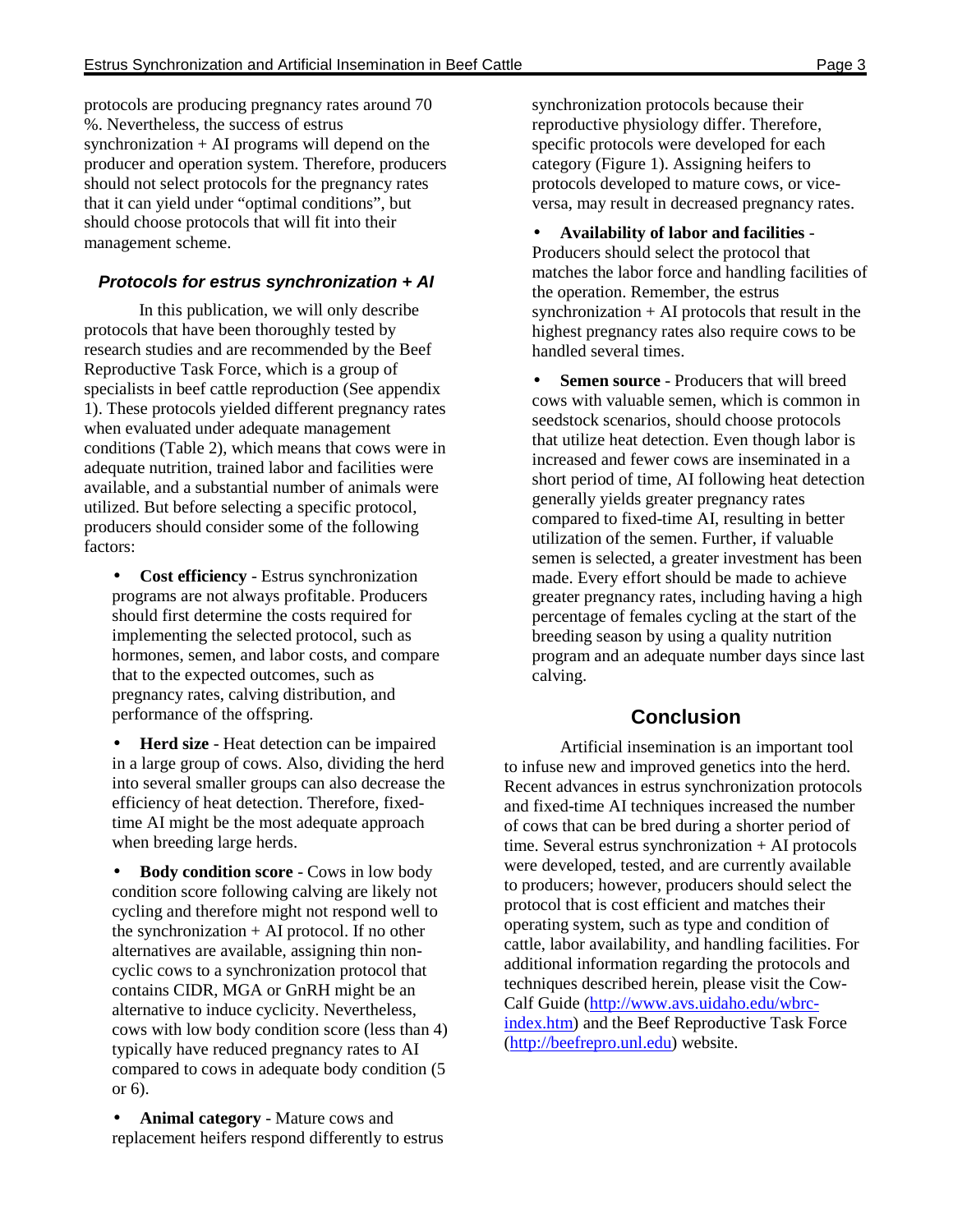protocols are producing pregnancy rates around 70 %. Nevertheless, the success of estrus synchronization + AI programs will depend on the producer and operation system. Therefore, producers should not select protocols for the pregnancy rates that it can yield under "optimal conditions", but should choose protocols that will fit into their management scheme.

### *Protocols for estrus synchronization + AI*

In this publication, we will only describe protocols that have been thoroughly tested by research studies and are recommended by the Beef Reproductive Task Force, which is a group of specialists in beef cattle reproduction (See appendix 1). These protocols yielded different pregnancy rates when evaluated under adequate management conditions (Table 2), which means that cows were in adequate nutrition, trained labor and facilities were available, and a substantial number of animals were utilized. But before selecting a specific protocol, producers should consider some of the following factors:

- **Cost efficiency** - Estrus synchronization programs are not always profitable. Producers should first determine the costs required for implementing the selected protocol, such as hormones, semen, and labor costs, and compare that to the expected outcomes, such as pregnancy rates, calving distribution, and performance of the offspring.

- **Herd size** - Heat detection can be impaired in a large group of cows. Also, dividing the herd into several smaller groups can also decrease the efficiency of heat detection. Therefore, fixed-time AI might be the most adequate approach when breeding large herds.

- **Body condition score** - Cows in low body condition score following calving are likely not cycling and therefore might not respond well to the synchronization + AI protocol. If no other alternatives are available, assigning thin non-cyclic cows to a synchronization protocol that contains CIDR, MGA or GnRH might be an alternative to induce cyclicity. Nevertheless, cows with low body condition score (less than 4) typically have reduced pregnancy rates to AI compared to cows in adequate body condition (5 or 6).

- **Animal category** - Mature cows and replacement heifers respond differently to estrus synchronization protocols because their reproductive physiology differ. Therefore, specific protocols were developed for each category (Figure 1). Assigning heifers to protocols developed to mature cows, or vice-versa, may result in decreased pregnancy rates.

- **Availability of labor and facilities** - Producers should select the protocol that matches the labor force and handling facilities of the operation. Remember, the estrus synchronization + AI protocols that result in the highest pregnancy rates also require cows to be handled several times.

- **Semen source** - Producers that will breed cows with valuable semen, which is common in seedstock scenarios, should choose protocols that utilize heat detection. Even though labor is increased and fewer cows are inseminated in a short period of time, AI following heat detection generally yields greater pregnancy rates compared to fixed-time AI, resulting in better utilization of the semen. Further, if valuable semen is selected, a greater investment has been made. Every effort should be made to achieve greater pregnancy rates, including having a high percentage of females cycling at the start of the breeding season by using a quality nutrition program and an adequate number days since last calving.

## Conclusion

Artificial insemination is an important tool to infuse new and improved genetics into the herd. Recent advances in estrus synchronization protocols and fixed-time AI techniques increased the number of cows that can be bred during a shorter period of time. Several estrus synchronization + AI protocols were developed, tested, and are currently available to producers; however, producers should select the protocol that is cost efficient and matches their operating system, such as type and condition of cattle, labor availability, and handling facilities. For additional information regarding the protocols and techniques described herein, please visit the Cow-Calf Guide (http://www.avs.uidaho.edu/wbrc-index.htm) and the Beef Reproductive Task Force (http://beefrepro.unl.edu) website.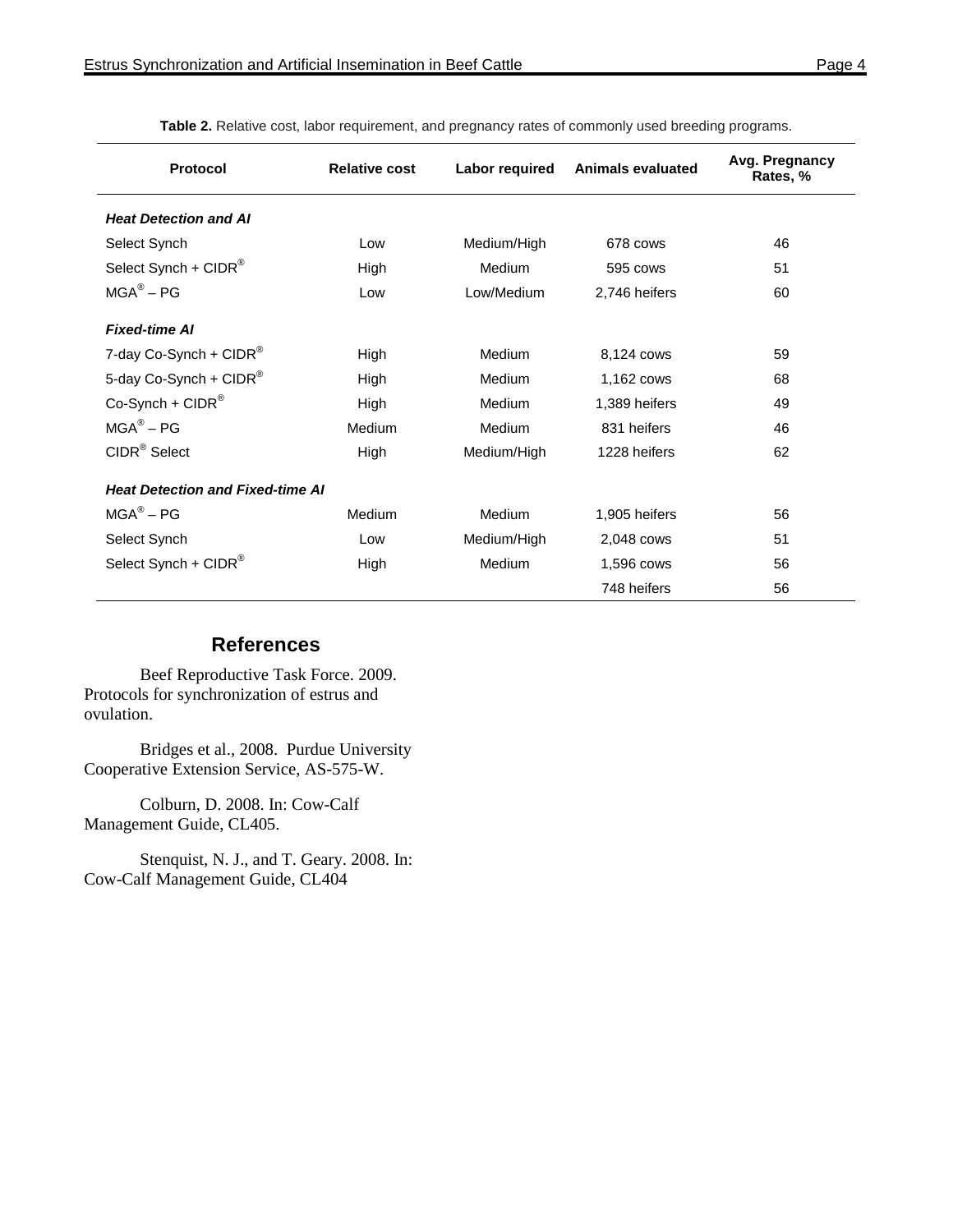**Table 2.** Relative cost, labor requirement, and pregnancy rates of commonly used breeding programs.

| Protocol | Relative cost | Labor required | Animals evaluated | Avg. Pregnancy Rates, % |
|---|---|---|---|---|
| ***Heat Detection and AI*** | | | | |
| Select Synch | Low | Medium/High | 678 cows | 46 |
| Select Synch + CIDR® | High | Medium | 595 cows | 51 |
| MGA® – PG | Low | Low/Medium | 2,746 heifers | 60 |
| ***Fixed-time AI*** | | | | |
| 7-day Co-Synch + CIDR® | High | Medium | 8,124 cows | 59 |
| 5-day Co-Synch + CIDR® | High | Medium | 1,162 cows | 68 |
| Co-Synch + CIDR® | High | Medium | 1,389 heifers | 49 |
| MGA® – PG | Medium | Medium | 831 heifers | 46 |
| CIDR® Select | High | Medium/High | 1228 heifers | 62 |
| ***Heat Detection and Fixed-time AI*** | | | | |
| MGA® – PG | Medium | Medium | 1,905 heifers | 56 |
| Select Synch | Low | Medium/High | 2,048 cows | 51 |
| Select Synch + CIDR® | High | Medium | 1,596 cows | 56 |
| | | | 748 heifers | 56 |

## References

Beef Reproductive Task Force. 2009. Protocols for synchronization of estrus and ovulation.

Bridges et al., 2008. Purdue University Cooperative Extension Service, AS-575-W.

Colburn, D. 2008. In: Cow-Calf Management Guide, CL405.

Stenquist, N. J., and T. Geary. 2008. In: Cow-Calf Management Guide, CL404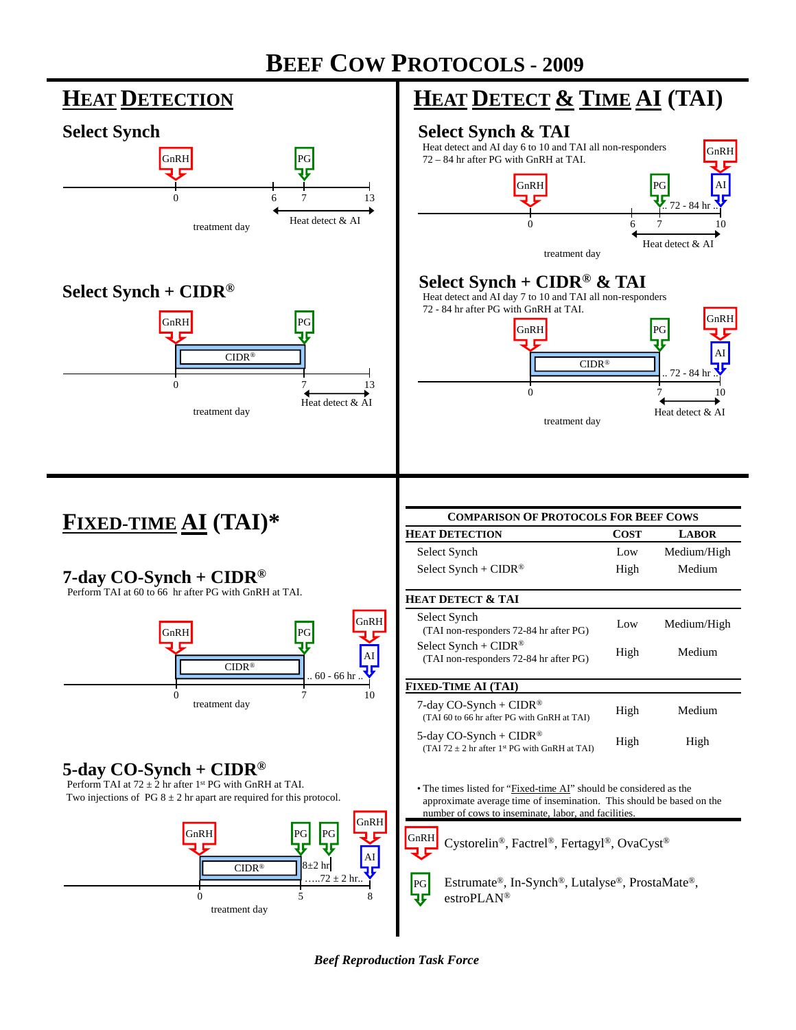# Beef Cow Protocols - 2009

## Heat Detection

### Select Synch

GnRH (day 0) — PG (day 7)

0 — 6 — 7 — 13

treatment day

Heat detect & AI (day 6 to 13)

### Select Synch + CIDR®

GnRH (day 0) — CIDR® (day 0 to 7) — PG (day 7)

0 — 7 — 13

treatment day

Heat detect & AI (day 7 to 13)

## Heat Detect & Time AI (TAI)

### Select Synch & TAI

Heat detect and AI day 6 to 10 and TAI all non-responders 72 – 84 hr after PG with GnRH at TAI.

GnRH (day 0) — PG (day 7) — .. 72 - 84 hr .. — GnRH + AI (day 10)

0 — 6 — 7 — 10

treatment day

Heat detect & AI (day 6 to 10)

### Select Synch + CIDR® & TAI

Heat detect and AI day 7 to 10 and TAI all non-responders 72 - 84 hr after PG with GnRH at TAI.

GnRH (day 0) — CIDR® (day 0 to 7) — PG (day 7) — .. 72 - 84 hr .. — GnRH + AI (day 10)

0 — 7 — 10

treatment day

Heat detect & AI (day 7 to 10)

## Fixed-Time AI (TAI)*

### 7-day CO-Synch + CIDR®

Perform TAI at 60 to 66 hr after PG with GnRH at TAI.

GnRH (day 0) — CIDR® (day 0 to 7) — PG (day 7) — .. 60 - 66 hr .. — GnRH + AI (day 10)

0 — 7 — 10

treatment day

### 5-day CO-Synch + CIDR®

Perform TAI at 72 ± 2 hr after 1st PG with GnRH at TAI.
Two injections of PG 8 ± 2 hr apart are required for this protocol.

GnRH (day 0) — CIDR® (day 0 to 5) — PG (day 5) — 8±2 hr — PG — …..72 ± 2 hr.. — GnRH + AI (day 8)

0 — 5 — 8

treatment day

## Comparison of Protocols for Beef Cows

| Heat Detection | Cost | Labor |
|---|---|---|
| Select Synch | Low | Medium/High |
| Select Synch + CIDR® | High | Medium |
| **Heat Detect & TAI** | | |
| Select Synch (TAI non-responders 72-84 hr after PG) | Low | Medium/High |
| Select Synch + CIDR® (TAI non-responders 72-84 hr after PG) | High | Medium |
| **Fixed-Time AI (TAI)** | | |
| 7-day CO-Synch + CIDR® (TAI 60 to 66 hr after PG with GnRH at TAI) | High | Medium |
| 5-day CO-Synch + CIDR® (TAI 72 ± 2 hr after 1st PG with GnRH at TAI) | High | High |

• The times listed for "Fixed-time AI" should be considered as the approximate average time of insemination. This should be based on the number of cows to inseminate, labor, and facilities.

GnRH: Cystorelin®, Factrel®, Fertagyl®, OvaCyst®

PG: Estrumate®, In-Synch®, Lutalyse®, ProstaMate®, estroPLAN®

*Beef Reproduction Task Force*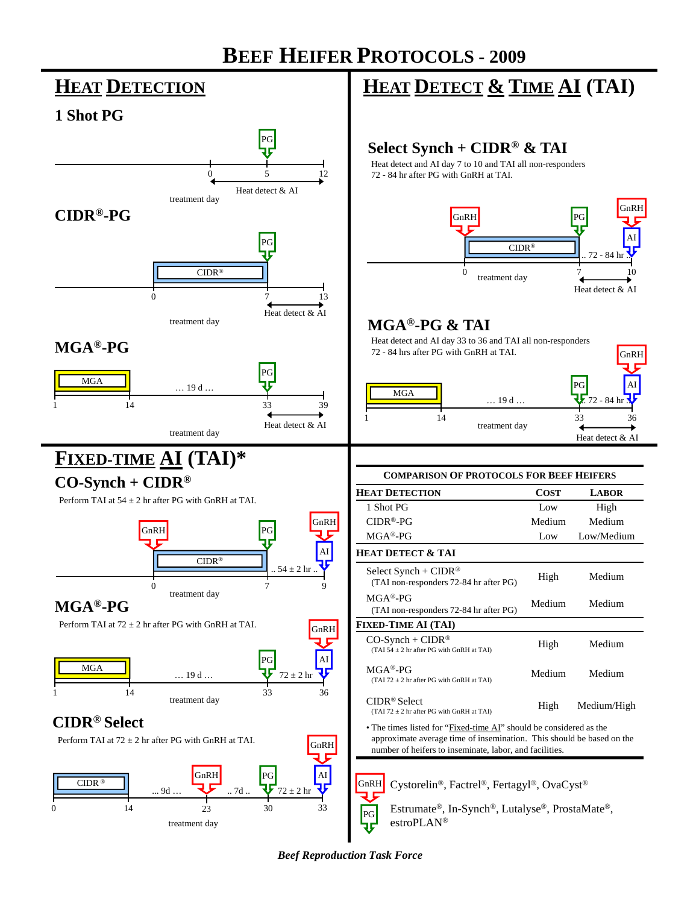# Beef Heifer Protocols - 2009

## Heat Detection

### 1 Shot PG

PG

0 5 12

treatment day

Heat detect & AI

### CIDR®-PG

PG

CIDR®

0 7 13

treatment day

Heat detect & AI

### MGA®-PG

MGA

… 19 d …

PG

1 14 33 39

treatment day

Heat detect & AI

## Heat Detect & Time AI (TAI)

### Select Synch + CIDR® & TAI

Heat detect and AI day 7 to 10 and TAI all non-responders 72 - 84 hr after PG with GnRH at TAI.

GnRH PG GnRH

CIDR®

AI

.. 72 - 84 hr ..

0 7 10

treatment day

Heat detect & AI

### MGA®-PG & TAI

Heat detect and AI day 33 to 36 and TAI all non-responders 72 - 84 hrs after PG with GnRH at TAI.

GnRH

MGA

PG AI

… 19 d …

.. 72 - 84 hr ..

1 14 33 36

treatment day

Heat detect & AI

## Fixed-Time AI (TAI)*

### CO-Synch + CIDR®

Perform TAI at 54 ± 2 hr after PG with GnRH at TAI.

GnRH PG GnRH

CIDR®

AI

.. 54 ± 2 hr ..

0 7 9

treatment day

### MGA®-PG

Perform TAI at 72 ± 2 hr after PG with GnRH at TAI.

GnRH

MGA

PG AI

… 19 d …

72 ± 2 hr

1 14 33 36

treatment day

### CIDR® Select

Perform TAI at 72 ± 2 hr after PG with GnRH at TAI.

GnRH

CIDR®

GnRH PG AI

... 9d …

.. 7d ..

72 ± 2 hr

0 14 23 30 33

treatment day

## Comparison of Protocols for Beef Heifers

| | Cost | Labor |
|---|---|---|
| **Heat Detection** | | |
| 1 Shot PG | Low | High |
| CIDR®-PG | Medium | Medium |
| MGA®-PG | Low | Low/Medium |
| **Heat Detect & TAI** | | |
| Select Synch + CIDR® (TAI non-responders 72-84 hr after PG) | High | Medium |
| MGA®-PG (TAI non-responders 72-84 hr after PG) | Medium | Medium |
| **Fixed-Time AI (TAI)** | | |
| CO-Synch + CIDR® (TAI 54 ± 2 hr after PG with GnRH at TAI) | High | Medium |
| MGA®-PG (TAI 72 ± 2 hr after PG with GnRH at TAI) | Medium | Medium |
| CIDR® Select (TAI 72 ± 2 hr after PG with GnRH at TAI) | High | Medium/High |

• The times listed for "Fixed-time AI" should be considered as the approximate average time of insemination. This should be based on the number of heifers to inseminate, labor, and facilities.

GnRH: Cystorelin®, Factrel®, Fertagyl®, OvaCyst®

PG: Estrumate®, In-Synch®, Lutalyse®, ProstaMate®, estroPLAN®

*Beef Reproduction Task Force*